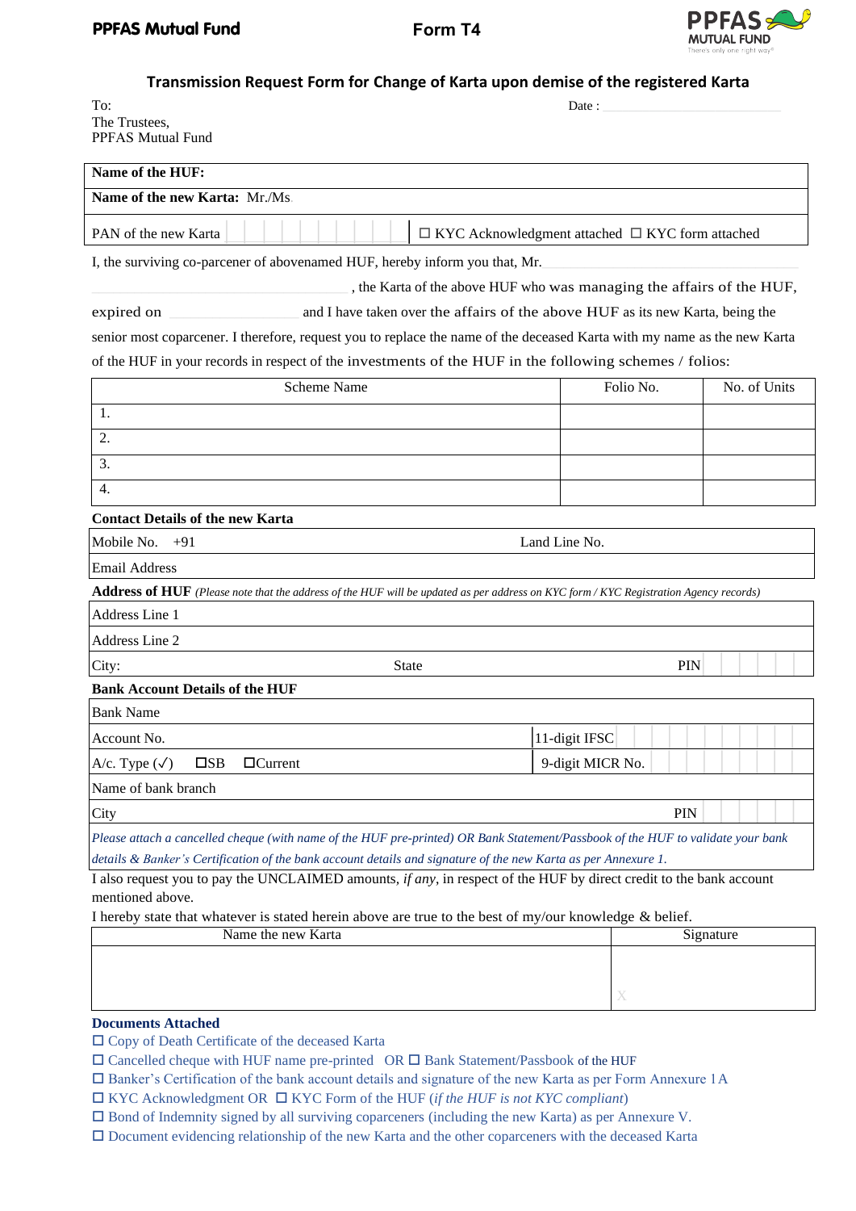PPFAS Mutual Fund — Form T4

## Transmission Request Form for Change of Karta upon demise of the registered Karta

To:
The Trustees,
PPFAS Mutual Fund

Date :

| **Name of the HUF:** | |
|---|---|
| **Name of the new Karta:** Mr./Ms. | |
| PAN of the new Karta | ☐ KYC Acknowledgment attached ☐ KYC form attached |

I, the surviving co-parcener of abovenamed HUF, hereby inform you that, Mr. ______________________________, the Karta of the above HUF who was managing the affairs of the HUF, expired on ______________ and I have taken over the affairs of the above HUF as its new Karta, being the senior most coparcener. I therefore, request you to replace the name of the deceased Karta with my name as the new Karta of the HUF in your records in respect of the investments of the HUF in the following schemes / folios:

| Scheme Name | Folio No. | No. of Units |
|---|---|---|
| 1. | | |
| 2. | | |
| 3. | | |
| 4. | | |

**Contact Details of the new Karta**

| Mobile No. +91 | Land Line No. |
|---|---|
| Email Address | |

**Address of HUF** *(Please note that the address of the HUF will be updated as per address on KYC form / KYC Registration Agency records)*

| Address Line 1 | | |
|---|---|---|
| Address Line 2 | | |
| City: | State | PIN |

**Bank Account Details of the HUF**

| Bank Name | |
|---|---|
| Account No. | 11-digit IFSC |
| A/c. Type (✓) ☐SB ☐Current | 9-digit MICR No. |
| Name of bank branch | |
| City | PIN |

*Please attach a cancelled cheque (with name of the HUF pre-printed) OR Bank Statement/Passbook of the HUF to validate your bank details & Banker's Certification of the bank account details and signature of the new Karta as per Annexure 1.*

I also request you to pay the UNCLAIMED amounts, *if any*, in respect of the HUF by direct credit to the bank account mentioned above.

I hereby state that whatever is stated herein above are true to the best of my/our knowledge & belief.

| Name the new Karta | Signature |
|---|---|
| | X |

**Documents Attached**

☐ Copy of Death Certificate of the deceased Karta
☐ Cancelled cheque with HUF name pre-printed OR ☐ Bank Statement/Passbook of the HUF
☐ Banker's Certification of the bank account details and signature of the new Karta as per Form Annexure 1A
☐ KYC Acknowledgment OR ☐ KYC Form of the HUF (*if the HUF is not KYC compliant*)
☐ Bond of Indemnity signed by all surviving coparceners (including the new Karta) as per Annexure V.
☐ Document evidencing relationship of the new Karta and the other coparceners with the deceased Karta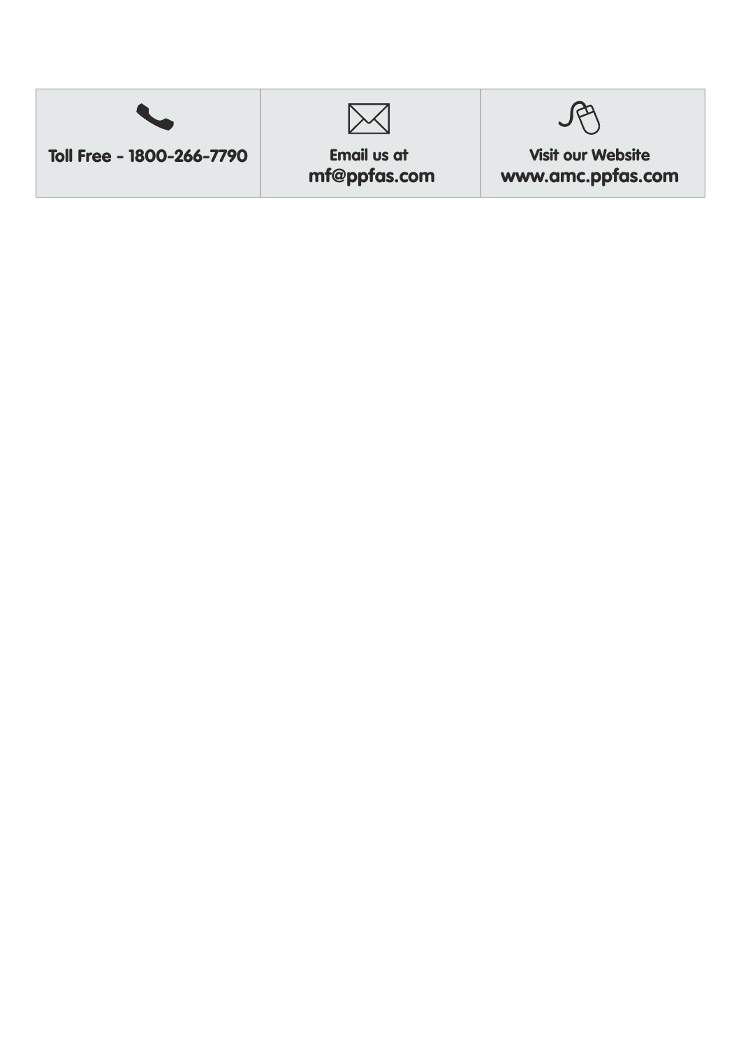| | | |
|---|---|---|
| Toll Free - 1800-266-7790 | Email us at mf@ppfas.com | Visit our Website www.amc.ppfas.com |